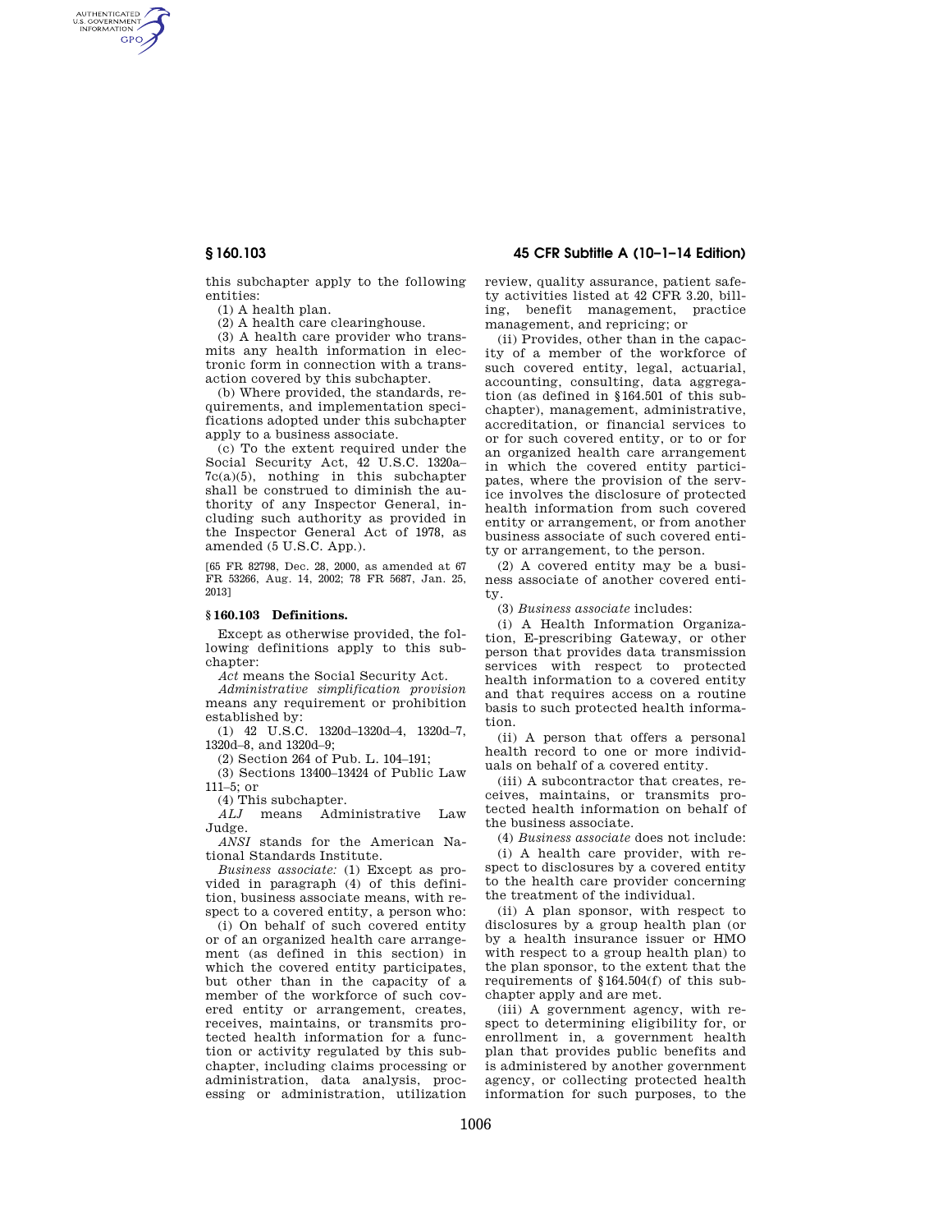this subchapter apply to the following entities:

(1) A health plan.

(2) A health care clearinghouse.

(3) A health care provider who transmits any health information in electronic form in connection with a transaction covered by this subchapter.

(b) Where provided, the standards, requirements, and implementation specifications adopted under this subchapter apply to a business associate.

(c) To the extent required under the Social Security Act, 42 U.S.C. 1320a–7c(a)(5), nothing in this subchapter shall be construed to diminish the authority of any Inspector General, including such authority as provided in the Inspector General Act of 1978, as amended (5 U.S.C. App.).

[65 FR 82798, Dec. 28, 2000, as amended at 67 FR 53266, Aug. 14, 2002; 78 FR 5687, Jan. 25, 2013]

## § 160.103 Definitions.

Except as otherwise provided, the following definitions apply to this subchapter:

*Act* means the Social Security Act.

*Administrative simplification provision* means any requirement or prohibition established by:

(1) 42 U.S.C. 1320d–1320d–4, 1320d–7, 1320d–8, and 1320d–9;

(2) Section 264 of Pub. L. 104–191;

(3) Sections 13400–13424 of Public Law 111–5; or

(4) This subchapter.

*ALJ* means Administrative Law Judge.

*ANSI* stands for the American National Standards Institute.

*Business associate:* (1) Except as provided in paragraph (4) of this definition, business associate means, with respect to a covered entity, a person who:

(i) On behalf of such covered entity or of an organized health care arrangement (as defined in this section) in which the covered entity participates, but other than in the capacity of a member of the workforce of such covered entity or arrangement, creates, receives, maintains, or transmits protected health information for a function or activity regulated by this subchapter, including claims processing or administration, data analysis, processing or administration, utilization review, quality assurance, patient safety activities listed at 42 CFR 3.20, billing, benefit management, practice management, and repricing; or

(ii) Provides, other than in the capacity of a member of the workforce of such covered entity, legal, actuarial, accounting, consulting, data aggregation (as defined in §164.501 of this subchapter), management, administrative, accreditation, or financial services to or for such covered entity, or to or for an organized health care arrangement in which the covered entity participates, where the provision of the service involves the disclosure of protected health information from such covered entity or arrangement, or from another business associate of such covered entity or arrangement, to the person.

(2) A covered entity may be a business associate of another covered entity.

(3) *Business associate* includes:

(i) A Health Information Organization, E-prescribing Gateway, or other person that provides data transmission services with respect to protected health information to a covered entity and that requires access on a routine basis to such protected health information.

(ii) A person that offers a personal health record to one or more individuals on behalf of a covered entity.

(iii) A subcontractor that creates, receives, maintains, or transmits protected health information on behalf of the business associate.

(4) *Business associate* does not include:

(i) A health care provider, with respect to disclosures by a covered entity to the health care provider concerning the treatment of the individual.

(ii) A plan sponsor, with respect to disclosures by a group health plan (or by a health insurance issuer or HMO with respect to a group health plan) to the plan sponsor, to the extent that the requirements of §164.504(f) of this subchapter apply and are met.

(iii) A government agency, with respect to determining eligibility for, or enrollment in, a government health plan that provides public benefits and is administered by another government agency, or collecting protected health information for such purposes, to the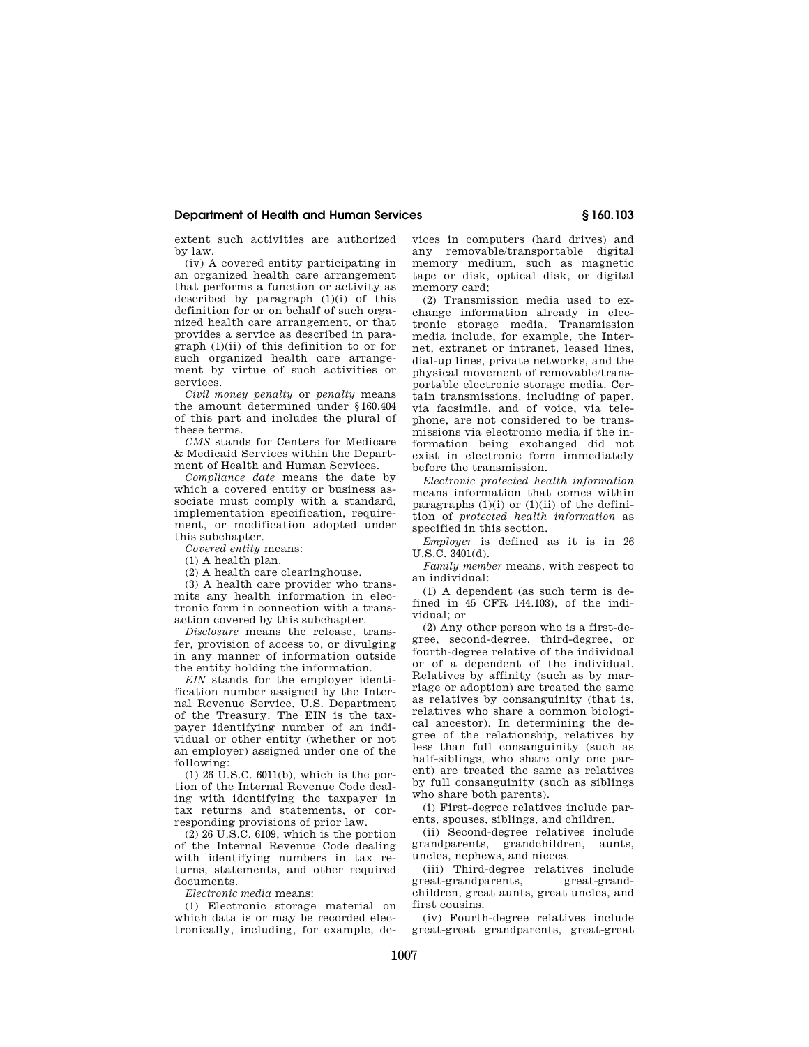extent such activities are authorized by law.

(iv) A covered entity participating in an organized health care arrangement that performs a function or activity as described by paragraph (1)(i) of this definition for or on behalf of such organized health care arrangement, or that provides a service as described in paragraph (1)(ii) of this definition to or for such organized health care arrangement by virtue of such activities or services.

*Civil money penalty* or *penalty* means the amount determined under §160.404 of this part and includes the plural of these terms.

*CMS* stands for Centers for Medicare & Medicaid Services within the Department of Health and Human Services.

*Compliance date* means the date by which a covered entity or business associate must comply with a standard, implementation specification, requirement, or modification adopted under this subchapter.

*Covered entity* means:

(1) A health plan.

(2) A health care clearinghouse.

(3) A health care provider who transmits any health information in electronic form in connection with a transaction covered by this subchapter.

*Disclosure* means the release, transfer, provision of access to, or divulging in any manner of information outside the entity holding the information.

*EIN* stands for the employer identification number assigned by the Internal Revenue Service, U.S. Department of the Treasury. The EIN is the taxpayer identifying number of an individual or other entity (whether or not an employer) assigned under one of the following:

(1) 26 U.S.C. 6011(b), which is the portion of the Internal Revenue Code dealing with identifying the taxpayer in tax returns and statements, or corresponding provisions of prior law.

(2) 26 U.S.C. 6109, which is the portion of the Internal Revenue Code dealing with identifying numbers in tax returns, statements, and other required documents.

*Electronic media* means:

(1) Electronic storage material on which data is or may be recorded electronically, including, for example, devices in computers (hard drives) and any removable/transportable digital memory medium, such as magnetic tape or disk, optical disk, or digital memory card;

(2) Transmission media used to exchange information already in electronic storage media. Transmission media include, for example, the Internet, extranet or intranet, leased lines, dial-up lines, private networks, and the physical movement of removable/transportable electronic storage media. Certain transmissions, including of paper, via facsimile, and of voice, via telephone, are not considered to be transmissions via electronic media if the information being exchanged did not exist in electronic form immediately before the transmission.

*Electronic protected health information* means information that comes within paragraphs (1)(i) or (1)(ii) of the definition of *protected health information* as specified in this section.

*Employer* is defined as it is in 26 U.S.C. 3401(d).

*Family member* means, with respect to an individual:

(1) A dependent (as such term is defined in 45 CFR 144.103), of the individual; or

(2) Any other person who is a first-degree, second-degree, third-degree, or fourth-degree relative of the individual or of a dependent of the individual. Relatives by affinity (such as by marriage or adoption) are treated the same as relatives by consanguinity (that is, relatives who share a common biological ancestor). In determining the degree of the relationship, relatives by less than full consanguinity (such as half-siblings, who share only one parent) are treated the same as relatives by full consanguinity (such as siblings who share both parents).

(i) First-degree relatives include parents, spouses, siblings, and children.

(ii) Second-degree relatives include grandparents, grandchildren, aunts, uncles, nephews, and nieces.

(iii) Third-degree relatives include great-grandparents, great-grandchildren, great aunts, great uncles, and first cousins.

(iv) Fourth-degree relatives include great-great grandparents, great-great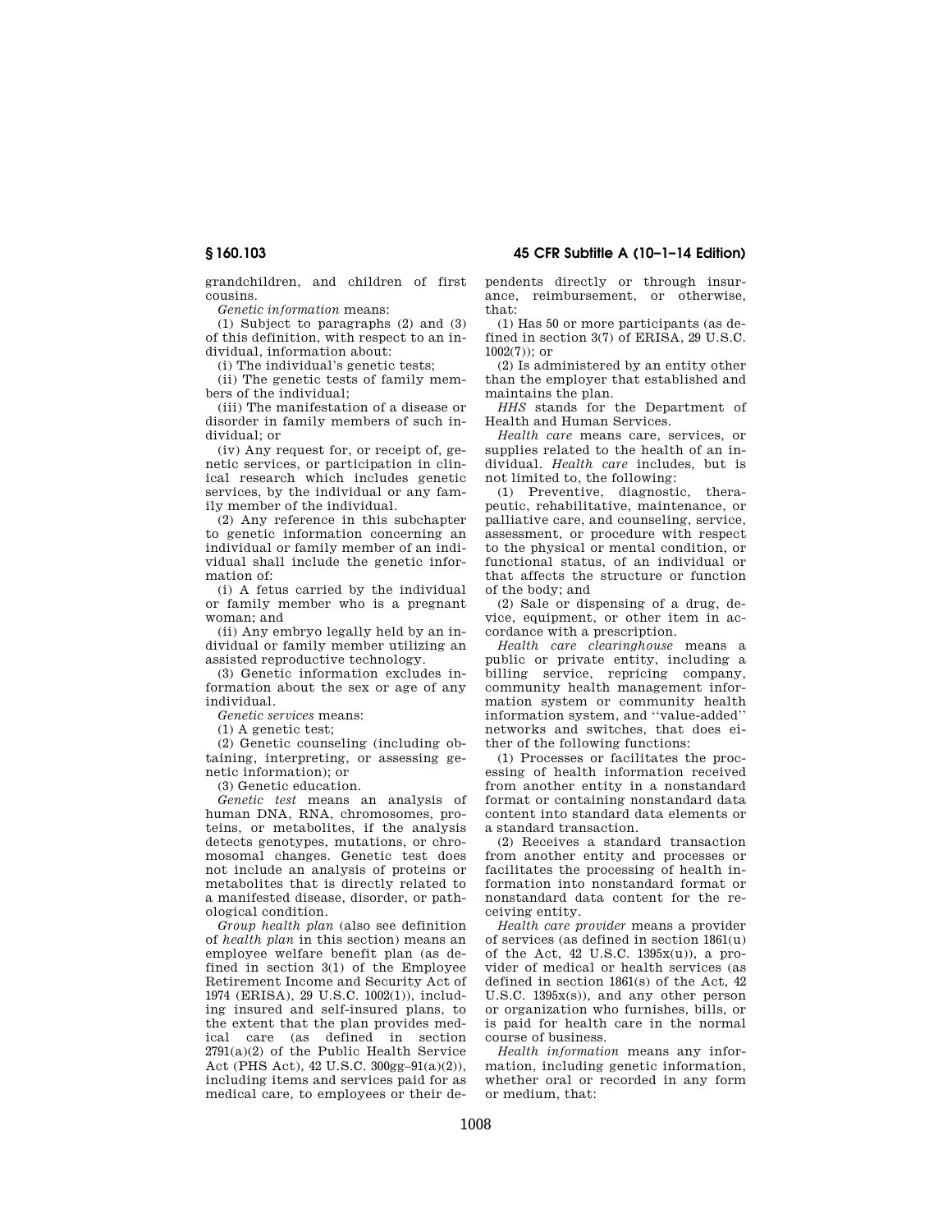grandchildren, and children of first cousins.

*Genetic information* means:

(1) Subject to paragraphs (2) and (3) of this definition, with respect to an individual, information about:

(i) The individual's genetic tests;

(ii) The genetic tests of family members of the individual;

(iii) The manifestation of a disease or disorder in family members of such individual; or

(iv) Any request for, or receipt of, genetic services, or participation in clinical research which includes genetic services, by the individual or any family member of the individual.

(2) Any reference in this subchapter to genetic information concerning an individual or family member of an individual shall include the genetic information of:

(i) A fetus carried by the individual or family member who is a pregnant woman; and

(ii) Any embryo legally held by an individual or family member utilizing an assisted reproductive technology.

(3) Genetic information excludes information about the sex or age of any individual.

*Genetic services* means:

(1) A genetic test;

(2) Genetic counseling (including obtaining, interpreting, or assessing genetic information); or

(3) Genetic education.

*Genetic test* means an analysis of human DNA, RNA, chromosomes, proteins, or metabolites, if the analysis detects genotypes, mutations, or chromosomal changes. Genetic test does not include an analysis of proteins or metabolites that is directly related to a manifested disease, disorder, or pathological condition.

*Group health plan* (also see definition of *health plan* in this section) means an employee welfare benefit plan (as defined in section 3(1) of the Employee Retirement Income and Security Act of 1974 (ERISA), 29 U.S.C. 1002(1)), including insured and self-insured plans, to the extent that the plan provides medical care (as defined in section 2791(a)(2) of the Public Health Service Act (PHS Act), 42 U.S.C. 300gg–91(a)(2)), including items and services paid for as medical care, to employees or their dependents directly or through insurance, reimbursement, or otherwise, that:

(1) Has 50 or more participants (as defined in section 3(7) of ERISA, 29 U.S.C. 1002(7)); or

(2) Is administered by an entity other than the employer that established and maintains the plan.

*HHS* stands for the Department of Health and Human Services.

*Health care* means care, services, or supplies related to the health of an individual. *Health care* includes, but is not limited to, the following:

(1) Preventive, diagnostic, therapeutic, rehabilitative, maintenance, or palliative care, and counseling, service, assessment, or procedure with respect to the physical or mental condition, or functional status, of an individual or that affects the structure or function of the body; and

(2) Sale or dispensing of a drug, device, equipment, or other item in accordance with a prescription.

*Health care clearinghouse* means a public or private entity, including a billing service, repricing company, community health management information system or community health information system, and "value-added" networks and switches, that does either of the following functions:

(1) Processes or facilitates the processing of health information received from another entity in a nonstandard format or containing nonstandard data content into standard data elements or a standard transaction.

(2) Receives a standard transaction from another entity and processes or facilitates the processing of health information into nonstandard format or nonstandard data content for the receiving entity.

*Health care provider* means a provider of services (as defined in section 1861(u) of the Act, 42 U.S.C. 1395x(u)), a provider of medical or health services (as defined in section 1861(s) of the Act, 42 U.S.C. 1395x(s)), and any other person or organization who furnishes, bills, or is paid for health care in the normal course of business.

*Health information* means any information, including genetic information, whether oral or recorded in any form or medium, that: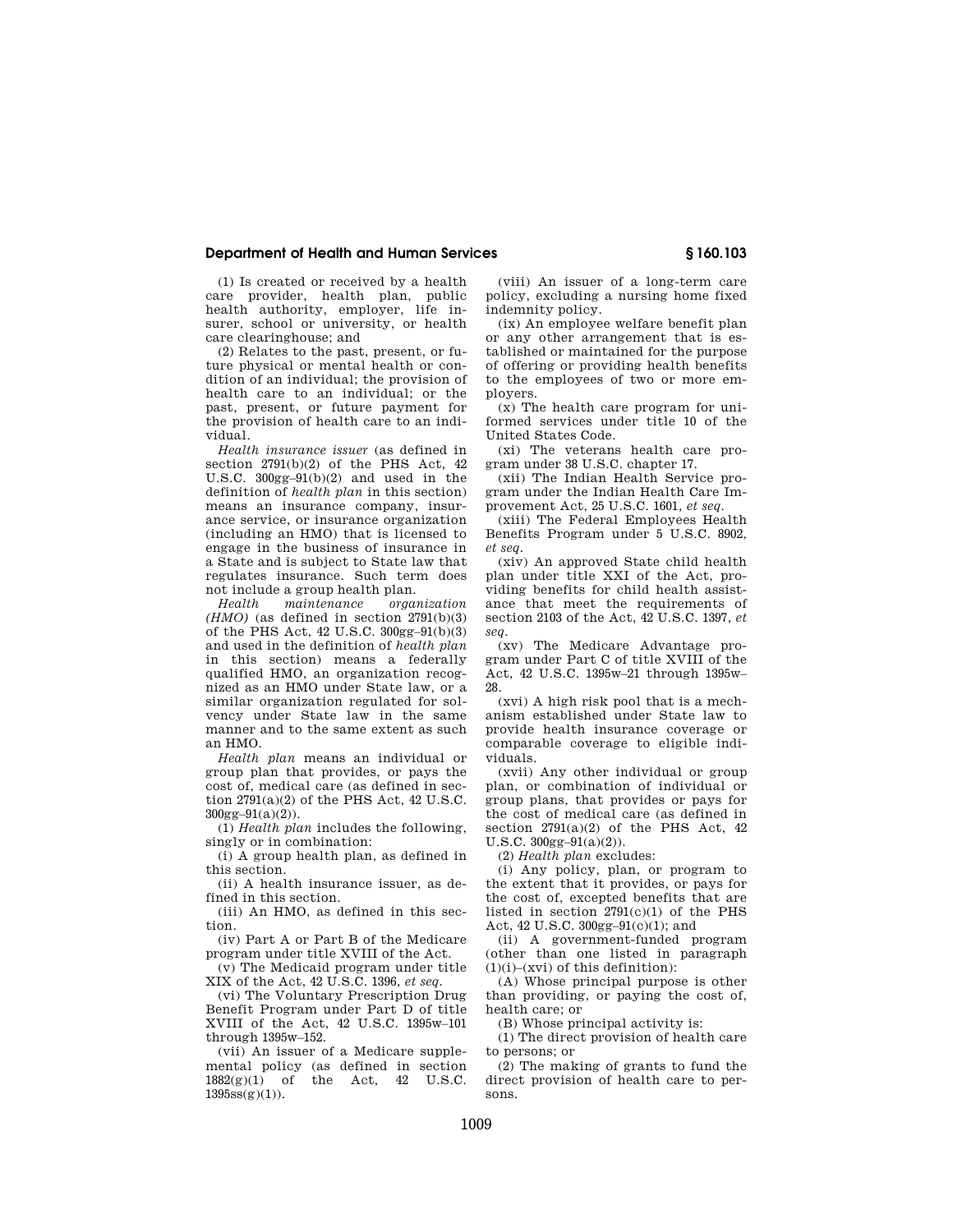(1) Is created or received by a health care provider, health plan, public health authority, employer, life insurer, school or university, or health care clearinghouse; and

(2) Relates to the past, present, or future physical or mental health or condition of an individual; the provision of health care to an individual; or the past, present, or future payment for the provision of health care to an individual.

*Health insurance issuer* (as defined in section 2791(b)(2) of the PHS Act, 42 U.S.C. 300gg–91(b)(2) and used in the definition of *health plan* in this section) means an insurance company, insurance service, or insurance organization (including an HMO) that is licensed to engage in the business of insurance in a State and is subject to State law that regulates insurance. Such term does not include a group health plan.

*Health maintenance organization (HMO)* (as defined in section 2791(b)(3) of the PHS Act, 42 U.S.C. 300gg–91(b)(3) and used in the definition of *health plan* in this section) means a federally qualified HMO, an organization recognized as an HMO under State law, or a similar organization regulated for solvency under State law in the same manner and to the same extent as such an HMO.

*Health plan* means an individual or group plan that provides, or pays the cost of, medical care (as defined in section 2791(a)(2) of the PHS Act, 42 U.S.C. 300gg–91(a)(2)).

(1) *Health plan* includes the following, singly or in combination:

(i) A group health plan, as defined in this section.

(ii) A health insurance issuer, as defined in this section.

(iii) An HMO, as defined in this section.

(iv) Part A or Part B of the Medicare program under title XVIII of the Act.

(v) The Medicaid program under title XIX of the Act, 42 U.S.C. 1396, *et seq.*

(vi) The Voluntary Prescription Drug Benefit Program under Part D of title XVIII of the Act, 42 U.S.C. 1395w–101 through 1395w–152.

(vii) An issuer of a Medicare supplemental policy (as defined in section 1882(g)(1) of the Act, 42 U.S.C. 1395ss(g)(1)).

(viii) An issuer of a long-term care policy, excluding a nursing home fixed indemnity policy.

(ix) An employee welfare benefit plan or any other arrangement that is established or maintained for the purpose of offering or providing health benefits to the employees of two or more employers.

(x) The health care program for uniformed services under title 10 of the United States Code.

(xi) The veterans health care program under 38 U.S.C. chapter 17.

(xii) The Indian Health Service program under the Indian Health Care Improvement Act, 25 U.S.C. 1601, *et seq.*

(xiii) The Federal Employees Health Benefits Program under 5 U.S.C. 8902, *et seq.*

(xiv) An approved State child health plan under title XXI of the Act, providing benefits for child health assistance that meet the requirements of section 2103 of the Act, 42 U.S.C. 1397, *et seq.*

(xv) The Medicare Advantage program under Part C of title XVIII of the Act, 42 U.S.C. 1395w–21 through 1395w–28.

(xvi) A high risk pool that is a mechanism established under State law to provide health insurance coverage or comparable coverage to eligible individuals.

(xvii) Any other individual or group plan, or combination of individual or group plans, that provides or pays for the cost of medical care (as defined in section 2791(a)(2) of the PHS Act, 42 U.S.C. 300gg–91(a)(2)).

(2) *Health plan* excludes:

(i) Any policy, plan, or program to the extent that it provides, or pays for the cost of, excepted benefits that are listed in section 2791(c)(1) of the PHS Act, 42 U.S.C. 300gg–91(c)(1); and

(ii) A government-funded program (other than one listed in paragraph (1)(i)–(xvi) of this definition):

(A) Whose principal purpose is other than providing, or paying the cost of, health care; or

(B) Whose principal activity is:

(*1*) The direct provision of health care to persons; or

(*2*) The making of grants to fund the direct provision of health care to persons.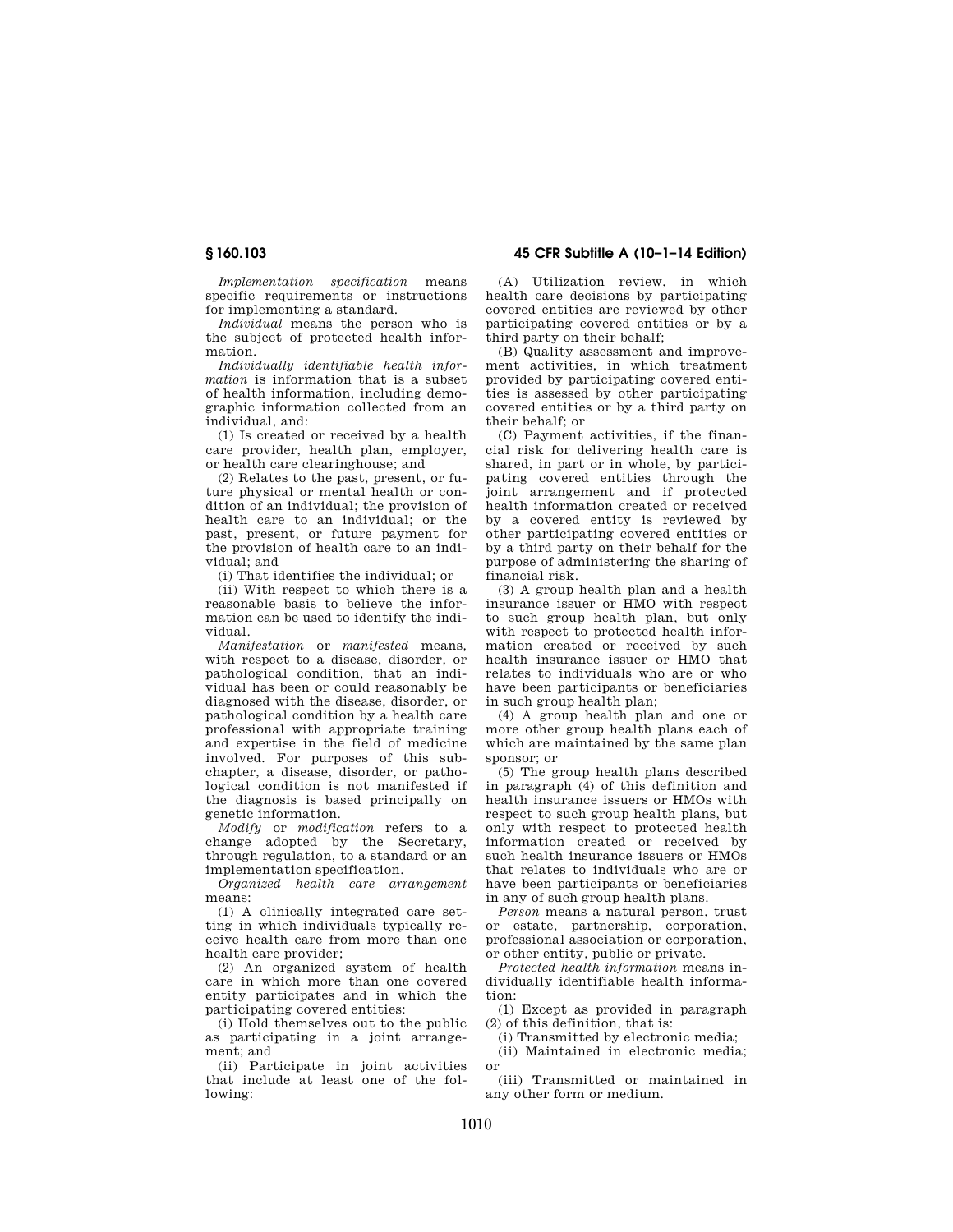*Implementation specification* means specific requirements or instructions for implementing a standard.

*Individual* means the person who is the subject of protected health information.

*Individually identifiable health information* is information that is a subset of health information, including demographic information collected from an individual, and:

(1) Is created or received by a health care provider, health plan, employer, or health care clearinghouse; and

(2) Relates to the past, present, or future physical or mental health or condition of an individual; the provision of health care to an individual; or the past, present, or future payment for the provision of health care to an individual; and

(i) That identifies the individual; or

(ii) With respect to which there is a reasonable basis to believe the information can be used to identify the individual.

*Manifestation* or *manifested* means, with respect to a disease, disorder, or pathological condition, that an individual has been or could reasonably be diagnosed with the disease, disorder, or pathological condition by a health care professional with appropriate training and expertise in the field of medicine involved. For purposes of this subchapter, a disease, disorder, or pathological condition is not manifested if the diagnosis is based principally on genetic information.

*Modify* or *modification* refers to a change adopted by the Secretary, through regulation, to a standard or an implementation specification.

*Organized health care arrangement* means:

(1) A clinically integrated care setting in which individuals typically receive health care from more than one health care provider;

(2) An organized system of health care in which more than one covered entity participates and in which the participating covered entities:

(i) Hold themselves out to the public as participating in a joint arrangement; and

(ii) Participate in joint activities that include at least one of the following:

(A) Utilization review, in which health care decisions by participating covered entities are reviewed by other participating covered entities or by a third party on their behalf;

(B) Quality assessment and improvement activities, in which treatment provided by participating covered entities is assessed by other participating covered entities or by a third party on their behalf; or

(C) Payment activities, if the financial risk for delivering health care is shared, in part or in whole, by participating covered entities through the joint arrangement and if protected health information created or received by a covered entity is reviewed by other participating covered entities or by a third party on their behalf for the purpose of administering the sharing of financial risk.

(3) A group health plan and a health insurance issuer or HMO with respect to such group health plan, but only with respect to protected health information created or received by such health insurance issuer or HMO that relates to individuals who are or who have been participants or beneficiaries in such group health plan;

(4) A group health plan and one or more other group health plans each of which are maintained by the same plan sponsor; or

(5) The group health plans described in paragraph (4) of this definition and health insurance issuers or HMOs with respect to such group health plans, but only with respect to protected health information created or received by such health insurance issuers or HMOs that relates to individuals who are or have been participants or beneficiaries in any of such group health plans.

*Person* means a natural person, trust or estate, partnership, corporation, professional association or corporation, or other entity, public or private.

*Protected health information* means individually identifiable health information:

(1) Except as provided in paragraph (2) of this definition, that is:

(i) Transmitted by electronic media;

(ii) Maintained in electronic media; or

(iii) Transmitted or maintained in any other form or medium.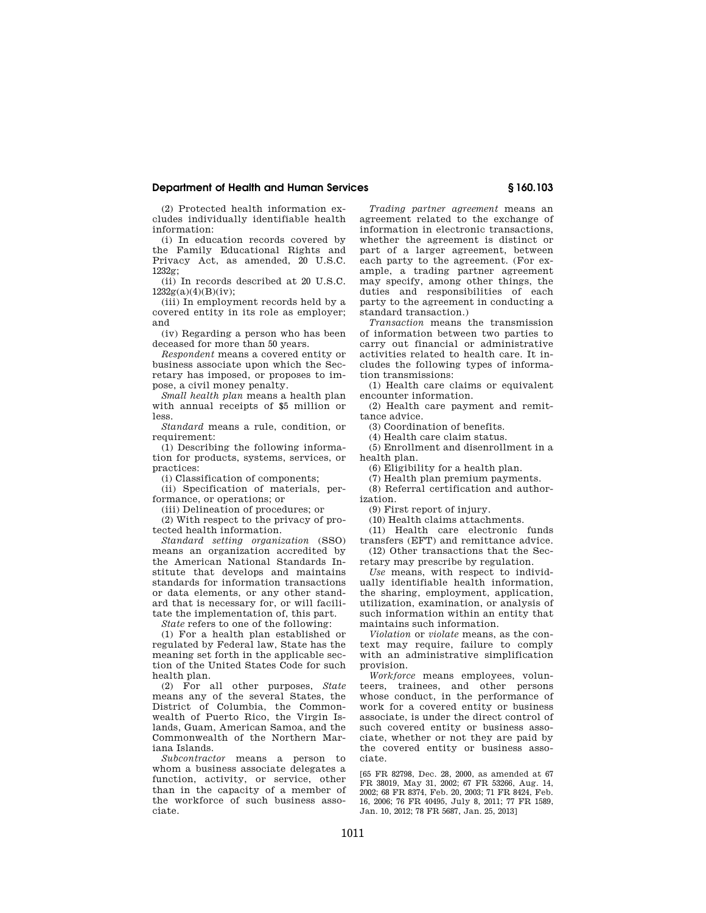(2) Protected health information excludes individually identifiable health information:

(i) In education records covered by the Family Educational Rights and Privacy Act, as amended, 20 U.S.C. 1232g;

(ii) In records described at 20 U.S.C. 1232g(a)(4)(B)(iv);

(iii) In employment records held by a covered entity in its role as employer; and

(iv) Regarding a person who has been deceased for more than 50 years.

*Respondent* means a covered entity or business associate upon which the Secretary has imposed, or proposes to impose, a civil money penalty.

*Small health plan* means a health plan with annual receipts of $5 million or less.

*Standard* means a rule, condition, or requirement:

(1) Describing the following information for products, systems, services, or practices:

(i) Classification of components;

(ii) Specification of materials, performance, or operations; or

(iii) Delineation of procedures; or

(2) With respect to the privacy of protected health information.

*Standard setting organization* (SSO) means an organization accredited by the American National Standards Institute that develops and maintains standards for information transactions or data elements, or any other standard that is necessary for, or will facilitate the implementation of, this part.

*State* refers to one of the following:

(1) For a health plan established or regulated by Federal law, State has the meaning set forth in the applicable section of the United States Code for such health plan.

(2) For all other purposes, *State* means any of the several States, the District of Columbia, the Commonwealth of Puerto Rico, the Virgin Islands, Guam, American Samoa, and the Commonwealth of the Northern Mariana Islands.

*Subcontractor* means a person to whom a business associate delegates a function, activity, or service, other than in the capacity of a member of the workforce of such business associate.

*Trading partner agreement* means an agreement related to the exchange of information in electronic transactions, whether the agreement is distinct or part of a larger agreement, between each party to the agreement. (For example, a trading partner agreement may specify, among other things, the duties and responsibilities of each party to the agreement in conducting a standard transaction.)

*Transaction* means the transmission of information between two parties to carry out financial or administrative activities related to health care. It includes the following types of information transmissions:

(1) Health care claims or equivalent encounter information.

(2) Health care payment and remittance advice.

(3) Coordination of benefits.

(4) Health care claim status.

(5) Enrollment and disenrollment in a health plan.

(6) Eligibility for a health plan.

(7) Health plan premium payments.

(8) Referral certification and authorization.

(9) First report of injury.

(10) Health claims attachments.

(11) Health care electronic funds transfers (EFT) and remittance advice.

(12) Other transactions that the Secretary may prescribe by regulation.

*Use* means, with respect to individually identifiable health information, the sharing, employment, application, utilization, examination, or analysis of such information within an entity that maintains such information.

*Violation* or *violate* means, as the context may require, failure to comply with an administrative simplification provision.

*Workforce* means employees, volunteers, trainees, and other persons whose conduct, in the performance of work for a covered entity or business associate, is under the direct control of such covered entity or business associate, whether or not they are paid by the covered entity or business associate.

[65 FR 82798, Dec. 28, 2000, as amended at 67 FR 38019, May 31, 2002; 67 FR 53266, Aug. 14, 2002; 68 FR 8374, Feb. 20, 2003; 71 FR 8424, Feb. 16, 2006; 76 FR 40495, July 8, 2011; 77 FR 1589, Jan. 10, 2012; 78 FR 5687, Jan. 25, 2013]